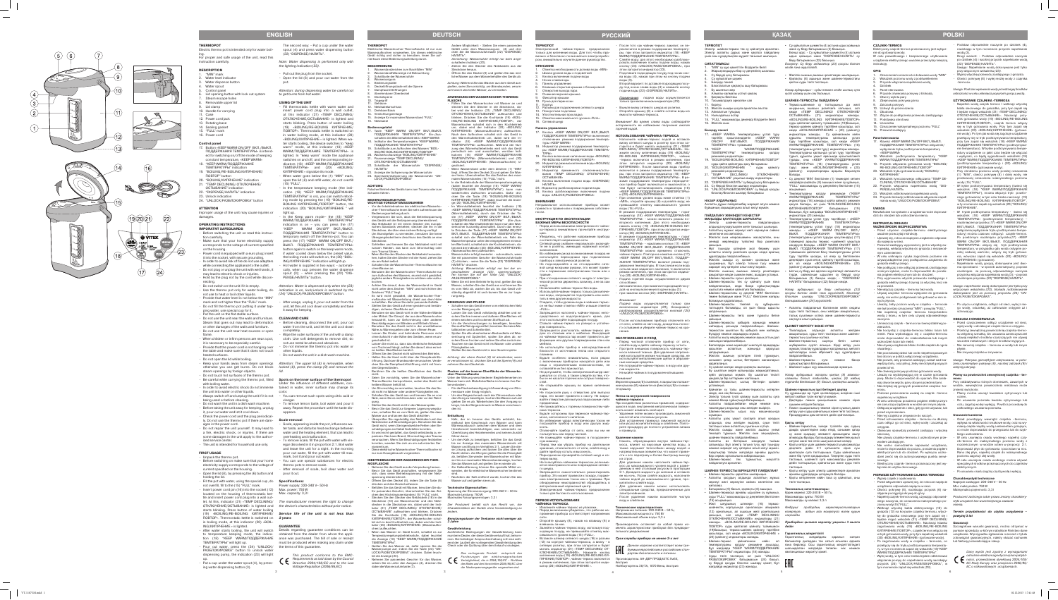# ENGLISH

## THERMOPOT

Electric thermo pot is intended only for water boiling.

For proper and safe usage of the unit, read this instruction carefully.

### DESCRIPTION

1. "MIN" mark
2. Water level indicator
3. Water dispense button
4. Water spout
5. Control panel
6. Lid-opening button with lock out system
7. Steam escape holes
8. Removable upper lid
9. Lid clamp
10. Handle for carrying
11. Case
12. Power cord jack
13. Rotating base
14. Heating element
15. Sealing gasket
16. "FULL" mark
16. Power cord

### Control panel

17. Button «KEEP WARM ON/OFF ВКЛ./ВЫКЛ. ПОДДЕРЖАНИЯ ТЕМПЕРАТУРЫ» is intended for switching on/off the mode of keeping constant temperature, «KEEP WARM-
18. «KEEP WARM/ПОДДЕРЖАНИЕ ТЕМПЕРАТУРЫ» indicator
19. "BOILING/RE-BOILING/КИПЯЧЕНИЕ/ПОВТОР" button
20. "BOILING/КИПЯЧЕНИЕ" indicator
21. "TEMP DECLINING/ ОТКЛЮЧЕНИЕ/ОСТЫВАНИЕ" indicator
22. "UNLOCK/РАЗБЛОКИРОВКА" indicator
23. Unlock indicator
24. "UNLOCK/РАЗБЛОКИРОВКА" button

### ATTENTION

Improper usage of the unit may cause injuries or damages.

### OPERATING INSTRUCTIONS

#### IMPORTANT SAFEGUARDS

- Before switching the unit on read this instruction carefully.
- Make sure that your home electricity supply corresponds to the voltage of current specified on the housing.
- Power cord is equipped with a euro plug; insert it into the socket, with secure grounding.
- In order to avoid risk of fire do not use adapters while connecting the appliance to the outlet.
- Do not plug or unplug the unit with wet hands, it may lead to electric shock or injuries.
- Hold by the plug not by the cord while disconnecting.
- Do not switch on the unit if it is empty.
- Use the thermo pot only for water boiling, do not use to heat or boil other liquids.
- Provide that water level is not below the "MIN" mark and not higher than the "FULL" mark.
- Do not fill the thermo pot putting it under tap-ping water, use special cup for it.
- Put the unit on the flat stable surface.
- Do not use the unit near the walls and furniture. Steam that goes out may lead to deformation or other damages of the walls and furniture.
- Do not use the unit near heat sources or open flame.
- When children or infirm persons are near a pot, it is necessary to be especially careful.
- Provide that the power cord is not hanging over the table and make sure that it does not touch heated surfaces.
- Do not open the lid while boiling.
- Keep your hands away from steam openings otherwise you can get burns. Do not touch steam openings by foreign objects.
- Do not touch hot surfaces of the thermo pot.
- Be careful while carrying the thermo pot filled with boiling water.
- In order to avoid electric shock do not immerse the unit into water or other liquids.
- Always switch off and unplug the unit if it is not being used or before cleaning.
- Do not switch the unit to a dish wash machine.
- Before taking the unit apart for keeping, unplug it, pour out hot water and let it cool down.
- Check the power cord and the plug periodically.
- Do not use the thermo pot if there are damages to the power cord.
- Do not repair the unit yourself. It may lead to a fire, electric shock, or injuries. If there are some damages in the unit apply to the authorized service center.
- The unit is intended for household use only.

### FIRST USAGE

- Unpack the thermo pot.
- Before switching on make sure that your home electricity supply corresponds to the voltage of current specified on the housing.
- Open the lid (6), by pressing the (6) button and holding the lid.
- Fill the pot with water, using the special cup, do not overfill; fill to the (16) "FULL" mark.
- Insert power cord jack (16) into the socket (12) located on the housing of thermostatic, and insert power cord plug into a wall outlet. At this, indicator (21) «TEMP DECLINING/ОТКЛЮЧЕНИЕ/ОСТЫВАНИЕ» is lighted and starts blinking. Press button of water boiling (19) «BOILING/RE-BOILING/КИПЯЧЕНИЕ/ПОВТОР». Thermostatic kettle is switched on in boiling mode, at this indicator (20) «BOILING/КИПЯЧЕНИЕ» is lighted.
- When water starts boiling, the unit will switch to temperature keeping mode, the indicator (18) «KEEP WARM/ПОДДЕРЖАНИЕ ТЕМПЕРАТУРЫ» will light up.
- Pour out water, press the (24) "UNLOCK/РАЗБЛОКИРОВКА" button to unlock water dispensing pump, the indicating (23) will light up.
- Put a cup under the water spout (4), by pressing water dispensing button (3).
- The second way: - Put a cup under the water spout (4) and press water dispensing button (3) "DISPENSE/НАЛИТЬ".

*Note: Water dispensing is performed only with the lighting indicator (23).*

- Pull out the plug from the socket.
- Open the lid (6) and pour out water from the pot.

*Attention: during dispensing water be careful not to get burns from hot water.*

### USING OF THE UNIT

- Fill thermostatic kettle with warm water and insert power cord plug into a wall outlet, at this indicator (21) «TEMP DECLINING/ОТКЛЮЧЕНИЕ/ОСТЫВАНИЕ» is lighted and starts blinking. Press button of water boiling (19) «BOILING/RE-BOILING/КИПЯЧЕНИЕ/ПОВТОР». Thermostatic kettle is switched on in water boiling mode, the indicator (20) «BOILING/КИПЯЧЕНИЕ» - is lighted. When water starts boiling, the device switches to "keep warm" mode, at this indicator (18) «KEEP WARM/ПОДДЕРЖАНИЕ ТЕМПЕРАТУРЫ» is lighted. If thermostatic kettle is switched in "keep warm" mode the appliance switches on and off, and the continuing indicator (20) «BOILING/КИПЯЧЕНИЕ» and (18) «KEEP WARM/ПОДДЕРЖАНИЕ ТЕМПЕРАТУРЫ» is lighted and (20) «BOILING/КИПЯЧЕНИЕ» - lights up in mode.
- When water goes below the (1) "MIN" mark, open the lid (6) and refill water, do not overfill (16) "FULL".
- In the temperature keeping mode (19) will come (18) «KEEP WARM/ПОДДЕРЖАНИЕ ТЕМПЕРАТУРЫ» in use, you can switch reboiling mode by pressing the (19) "BOILING/RE-BOILING/КИПЯЧЕНИЕ/ПОВТОР" and the indicator (20) "BOILING/КИПЯЧЕНИЕ " will light up.
- In the Keep warm mode the (18) "KEEP WARM/ПОДДЕРЖАНИЕ ТЕМПЕРАТУРЫ" indicator is on – you can press the (17) "KEEP WARM ON/OFF ВКЛ./ВЫКЛ. ПОДДЕРЖАНИЯ ТЕМПЕРАТУРЫ" button to switch off the thermo pot. You can press the (17) "KEEP WARM ON/OFF ВКЛ./ВЫКЛ. ПОДДЕРЖАНИЯ ТЕМПЕРАТУРЫ" button again to switch on the keep warm mode.
- If water content drops below the preset value, the boiling mode will switch on, the (20) "BOILING/КИПЯЧЕНИЕ" indicator will light up.
- The device will switch to keep warm mode automatically, when you press the water dispense spout (3) - when pressing the (24) "UNLOCK/РАЗБЛОКИРОВКА" button.

*Attention: Water is dispensed only when the (23) indicator is on, lock/unlock is switched by the (24) "UNLOCK/РАЗБЛОКИРОВКА" button.*

- After usage, unplug it, pour out water from the unit, let the unit cool down completely and take it away for keeping.

### CLEAN AND CARE

- Before cleaning, disconnect the unit, pour out water from the unit, and let the unit cool down completely.
- Wipe the outer surfaces of the unit with a damp cloth. Use soft detergents to remove dirt, do not use metal brushes and abrasives.
- Do not immerse the thermo pot into water or other liquids.
- Do not wash the unit in a dish wash machine.

*Attention: The upper lid (8) is removable, when locked (9), press the clamp (9) and remove the lid.*

#### Spots on the inner surface of the thermopot

Under the influence of different additives, contained in water, inner surface may change its color.

- You can remove such spots using citric acid or vinegar.
- To remove these spots, boil water and pour it away. Repeat the procedure until the taste disappears.

#### Scale removal

Scale, appearing inside the pot, influences water taste, and disturbs heat exchange between water and the heating element; that can lead to overheating and malfunction.

- To remove scale, fill the pot with water with vinegar dissolved in it in proportion 2 : 1. Boil water and leave the unit for 1 night. In the morning pour out water, fill the pot with water up to max. mark, boil it and pour out water.
- You can use special substances for electric thermo pots to remove scale.
- After removal of scale, boil clean water and pour it out.

#### Specifications:

Power supply: 220-240 V ~ 50 Hz
Max. power: 750 W
Max. capacity: 3.3 l

*The manufacturer reserves the right to change the device characteristics without prior notice.*

**Service life of the unit is not less than 3 years**

### GUARANTEE

Details regarding guarantee conditions can be obtained from the dealer from whom the appliance was purchased. The bill of sale or receipt must be produced when making any claim under the terms of this guarantee.

*This product conforms to the EMC-Requirements as laid down by the Council Directive 2004/108/EC and to the Low Voltage Regulation (2006/95/EC)*

# DEUTSCH

## THERMOPOT

# РУССКИЙ

## ТЕРМОПОТ

# ҚАЗАҚ

## ТЕРМОПОТ

# POLSKI

## CZAJNIK-TERMOS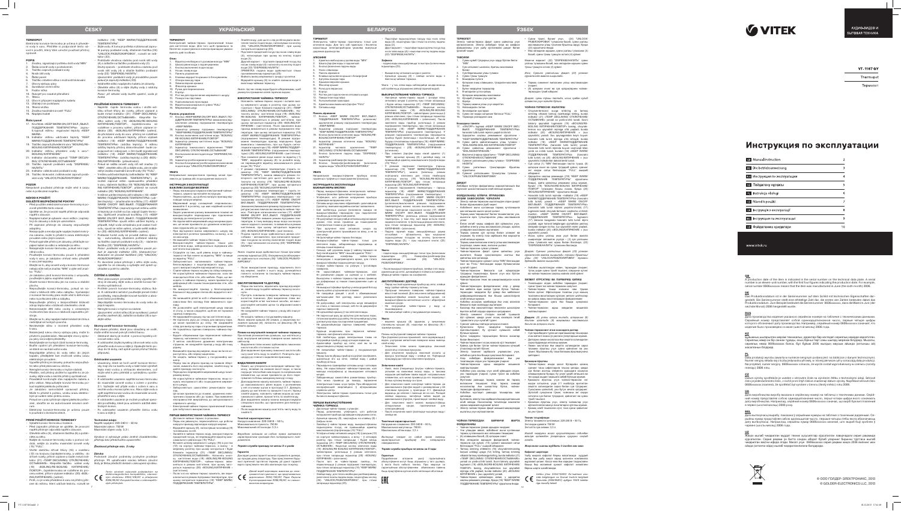## ČESKÝ

## УКРАЇНСЬКИЙ

## БЕЛАРУСКІ

## ЎЗБЕК

---

VITEK

АУДИО-ВИДЕО И БЫТОВАЯ ТЕХНИКА

**VT-1187 GY**

Thermopot

Термопот

# Инструкция по эксплуатации

| | | |
|---|---|---|
| GB | Manual instruction | 2 |
| DE | Die bedienungsanleitung | 3 |
| RUS | Инструкция по эксплуатации | 4 |
| KZ | Пайдалану нұсқауы | 5 |
| PL | Instrukcja obsługi | 6 |
| CZ | Návod k použití | 7 |
| UA | Інструкція з експлуатації | 8 |
| BY | Інструкцыя па эксплуатацыі | 9 |
| UZ | Фойдаланиш қоидалари | 10 |

www.vitek.ru

© ООО «ЗОЛГЕР-ЭЛЕКТРОНИКС», 2013

© GOLDER-ELECTRONICS LLC, 2013